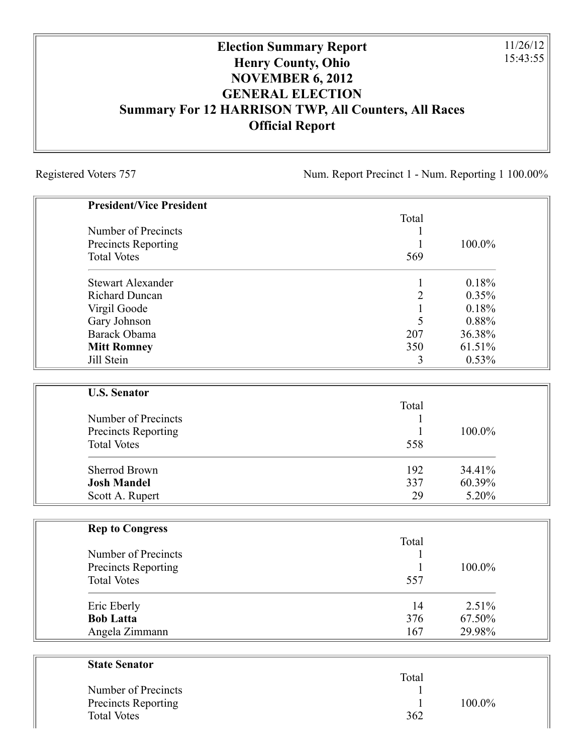# Election Summary Report
## Henry County, Ohio
## NOVEMBER 6, 2012
## GENERAL ELECTION
## Summary For 12 HARRISON TWP, All Counters, All Races
## Official Report

11/26/12
15:43:55

Registered Voters 757

Num. Report Precinct 1 - Num. Reporting 1 100.00%

| **President/Vice President** | Total | |
|---|---|---|
| Number of Precincts | 1 | |
| Precincts Reporting | 1 | 100.0% |
| Total Votes | 569 | |
| Stewart Alexander | 1 | 0.18% |
| Richard Duncan | 2 | 0.35% |
| Virgil Goode | 1 | 0.18% |
| Gary Johnson | 5 | 0.88% |
| Barack Obama | 207 | 36.38% |
| **Mitt Romney** | 350 | 61.51% |
| Jill Stein | 3 | 0.53% |

| **U.S. Senator** | Total | |
|---|---|---|
| Number of Precincts | 1 | |
| Precincts Reporting | 1 | 100.0% |
| Total Votes | 558 | |
| Sherrod Brown | 192 | 34.41% |
| **Josh Mandel** | 337 | 60.39% |
| Scott A. Rupert | 29 | 5.20% |

| **Rep to Congress** | Total | |
|---|---|---|
| Number of Precincts | 1 | |
| Precincts Reporting | 1 | 100.0% |
| Total Votes | 557 | |
| Eric Eberly | 14 | 2.51% |
| **Bob Latta** | 376 | 67.50% |
| Angela Zimmann | 167 | 29.98% |

| **State Senator** | Total | |
|---|---|---|
| Number of Precincts | 1 | |
| Precincts Reporting | 1 | 100.0% |
| Total Votes | 362 | |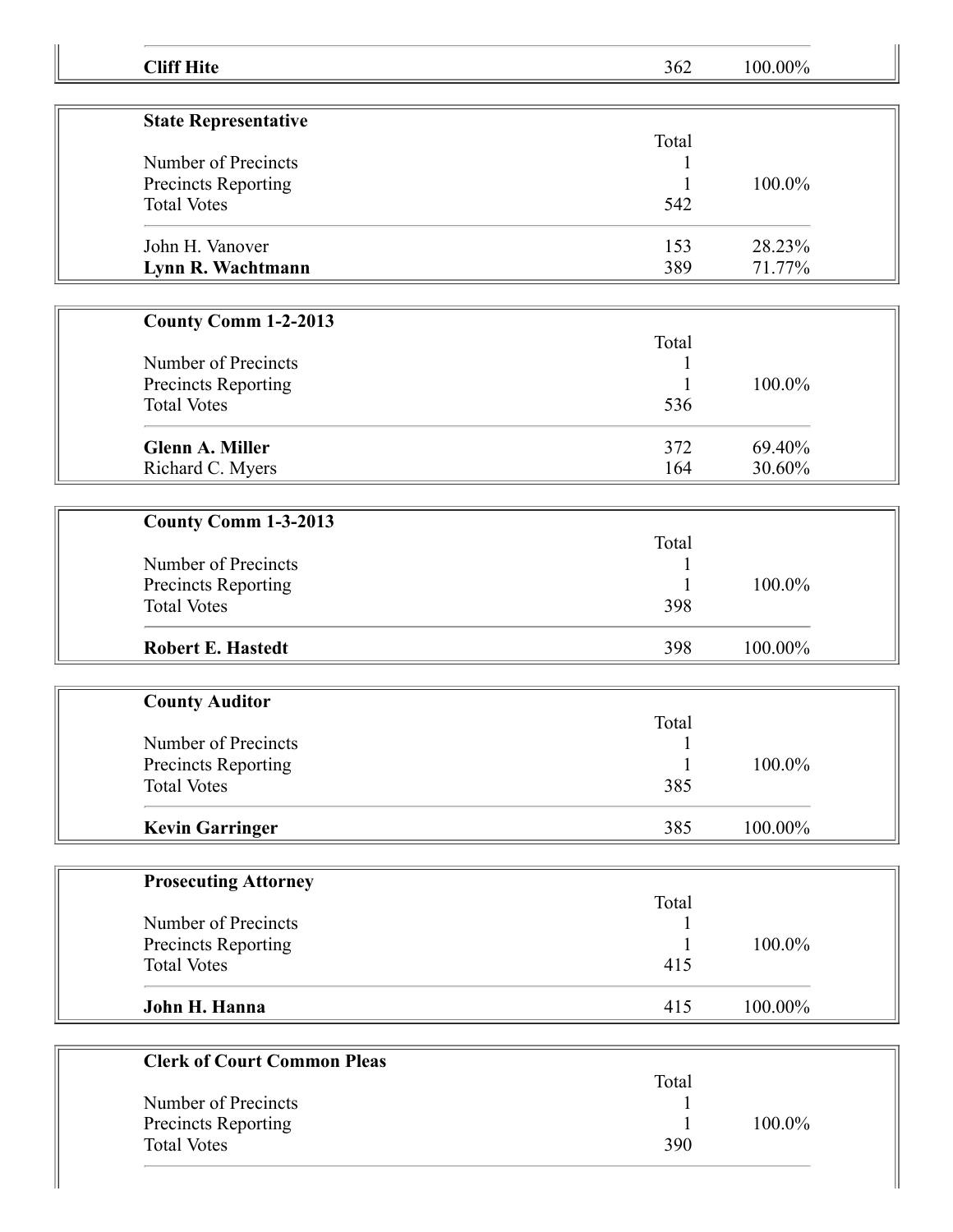| | | |
|---|---|---|
| **Cliff Hite** | 362 | 100.00% |

| **State Representative** | | |
|---|---|---|
| | Total | |
| Number of Precincts | 1 | |
| Precincts Reporting | 1 | 100.0% |
| Total Votes | 542 | |
| John H. Vanover | 153 | 28.23% |
| **Lynn R. Wachtmann** | 389 | 71.77% |

| **County Comm 1-2-2013** | | |
|---|---|---|
| | Total | |
| Number of Precincts | 1 | |
| Precincts Reporting | 1 | 100.0% |
| Total Votes | 536 | |
| **Glenn A. Miller** | 372 | 69.40% |
| Richard C. Myers | 164 | 30.60% |

| **County Comm 1-3-2013** | | |
|---|---|---|
| | Total | |
| Number of Precincts | 1 | |
| Precincts Reporting | 1 | 100.0% |
| Total Votes | 398 | |
| **Robert E. Hastedt** | 398 | 100.00% |

| **County Auditor** | | |
|---|---|---|
| | Total | |
| Number of Precincts | 1 | |
| Precincts Reporting | 1 | 100.0% |
| Total Votes | 385 | |
| **Kevin Garringer** | 385 | 100.00% |

| **Prosecuting Attorney** | | |
|---|---|---|
| | Total | |
| Number of Precincts | 1 | |
| Precincts Reporting | 1 | 100.0% |
| Total Votes | 415 | |
| **John H. Hanna** | 415 | 100.00% |

| **Clerk of Court Common Pleas** | | |
|---|---|---|
| | Total | |
| Number of Precincts | 1 | |
| Precincts Reporting | 1 | 100.0% |
| Total Votes | 390 | |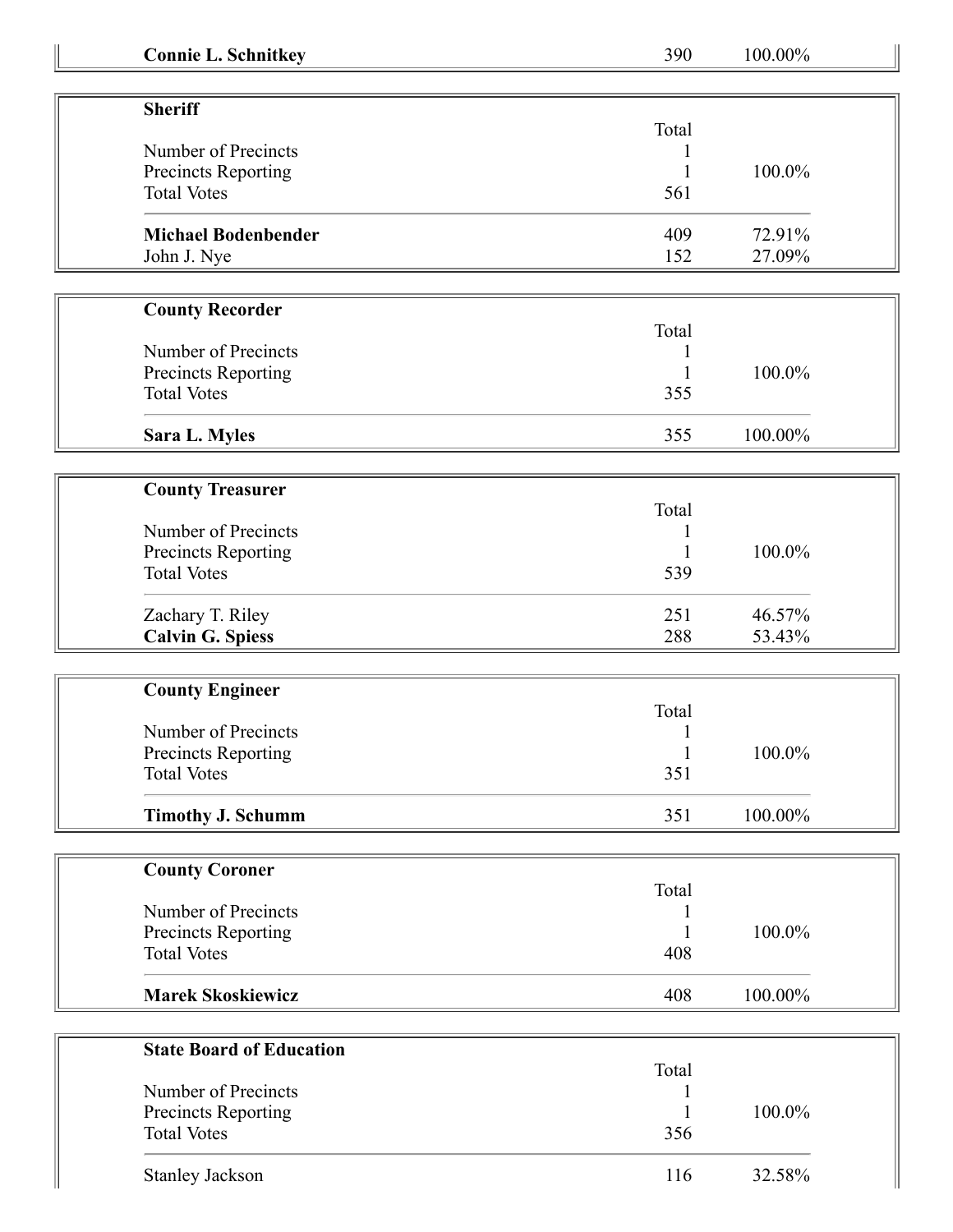| | | |
|---|---|---|
| **Connie L. Schnitkey** | 390 | 100.00% |

### Sheriff

| | Total | |
|---|---|---|
| Number of Precincts | 1 | |
| Precincts Reporting | 1 | 100.0% |
| Total Votes | 561 | |
| **Michael Bodenbender** | 409 | 72.91% |
| John J. Nye | 152 | 27.09% |

### County Recorder

| | Total | |
|---|---|---|
| Number of Precincts | 1 | |
| Precincts Reporting | 1 | 100.0% |
| Total Votes | 355 | |
| **Sara L. Myles** | 355 | 100.00% |

### County Treasurer

| | Total | |
|---|---|---|
| Number of Precincts | 1 | |
| Precincts Reporting | 1 | 100.0% |
| Total Votes | 539 | |
| Zachary T. Riley | 251 | 46.57% |
| **Calvin G. Spiess** | 288 | 53.43% |

### County Engineer

| | Total | |
|---|---|---|
| Number of Precincts | 1 | |
| Precincts Reporting | 1 | 100.0% |
| Total Votes | 351 | |
| **Timothy J. Schumm** | 351 | 100.00% |

### County Coroner

| | Total | |
|---|---|---|
| Number of Precincts | 1 | |
| Precincts Reporting | 1 | 100.0% |
| Total Votes | 408 | |
| **Marek Skoskiewicz** | 408 | 100.00% |

### State Board of Education

| | Total | |
|---|---|---|
| Number of Precincts | 1 | |
| Precincts Reporting | 1 | 100.0% |
| Total Votes | 356 | |
| Stanley Jackson | 116 | 32.58% |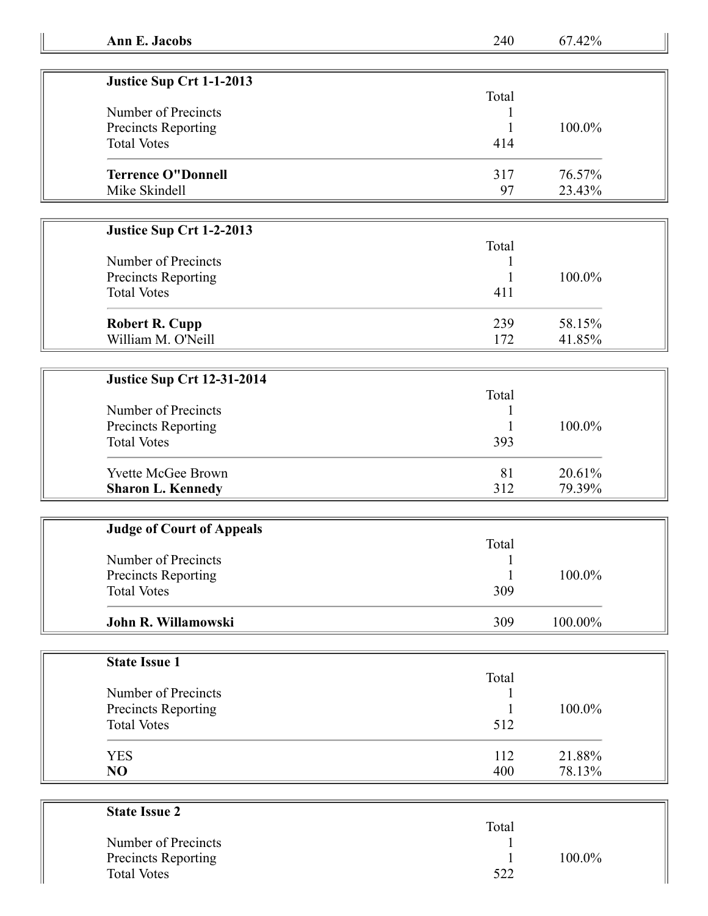| **Ann E. Jacobs** | 240 | 67.42% |
|---|---|---|

| **Justice Sup Crt 1-1-2013** | | |
|---|---|---|
| | Total | |
| Number of Precincts | 1 | |
| Precincts Reporting | 1 | 100.0% |
| Total Votes | 414 | |
| **Terrence O"Donnell** | 317 | 76.57% |
| Mike Skindell | 97 | 23.43% |

| **Justice Sup Crt 1-2-2013** | | |
|---|---|---|
| | Total | |
| Number of Precincts | 1 | |
| Precincts Reporting | 1 | 100.0% |
| Total Votes | 411 | |
| **Robert R. Cupp** | 239 | 58.15% |
| William M. O'Neill | 172 | 41.85% |

| **Justice Sup Crt 12-31-2014** | | |
|---|---|---|
| | Total | |
| Number of Precincts | 1 | |
| Precincts Reporting | 1 | 100.0% |
| Total Votes | 393 | |
| Yvette McGee Brown | 81 | 20.61% |
| **Sharon L. Kennedy** | 312 | 79.39% |

| **Judge of Court of Appeals** | | |
|---|---|---|
| | Total | |
| Number of Precincts | 1 | |
| Precincts Reporting | 1 | 100.0% |
| Total Votes | 309 | |
| **John R. Willamowski** | 309 | 100.00% |

| **State Issue 1** | | |
|---|---|---|
| | Total | |
| Number of Precincts | 1 | |
| Precincts Reporting | 1 | 100.0% |
| Total Votes | 512 | |
| YES | 112 | 21.88% |
| **NO** | 400 | 78.13% |

| **State Issue 2** | | |
|---|---|---|
| | Total | |
| Number of Precincts | 1 | |
| Precincts Reporting | 1 | 100.0% |
| Total Votes | 522 | |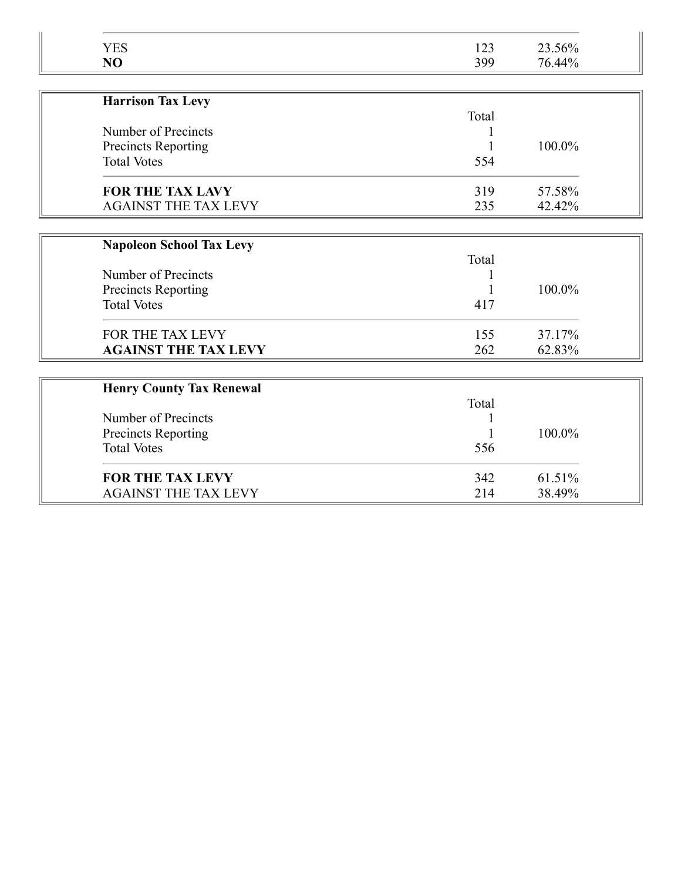| | | |
|---|---|---|
| YES | 123 | 23.56% |
| **NO** | 399 | 76.44% |

**Harrison Tax Levy**

| | Total | |
|---|---|---|
| Number of Precincts | 1 | |
| Precincts Reporting | 1 | 100.0% |
| Total Votes | 554 | |
| **FOR THE TAX LAVY** | 319 | 57.58% |
| AGAINST THE TAX LEVY | 235 | 42.42% |

**Napoleon School Tax Levy**

| | Total | |
|---|---|---|
| Number of Precincts | 1 | |
| Precincts Reporting | 1 | 100.0% |
| Total Votes | 417 | |
| FOR THE TAX LEVY | 155 | 37.17% |
| **AGAINST THE TAX LEVY** | 262 | 62.83% |

**Henry County Tax Renewal**

| | Total | |
|---|---|---|
| Number of Precincts | 1 | |
| Precincts Reporting | 1 | 100.0% |
| Total Votes | 556 | |
| **FOR THE TAX LEVY** | 342 | 61.51% |
| AGAINST THE TAX LEVY | 214 | 38.49% |